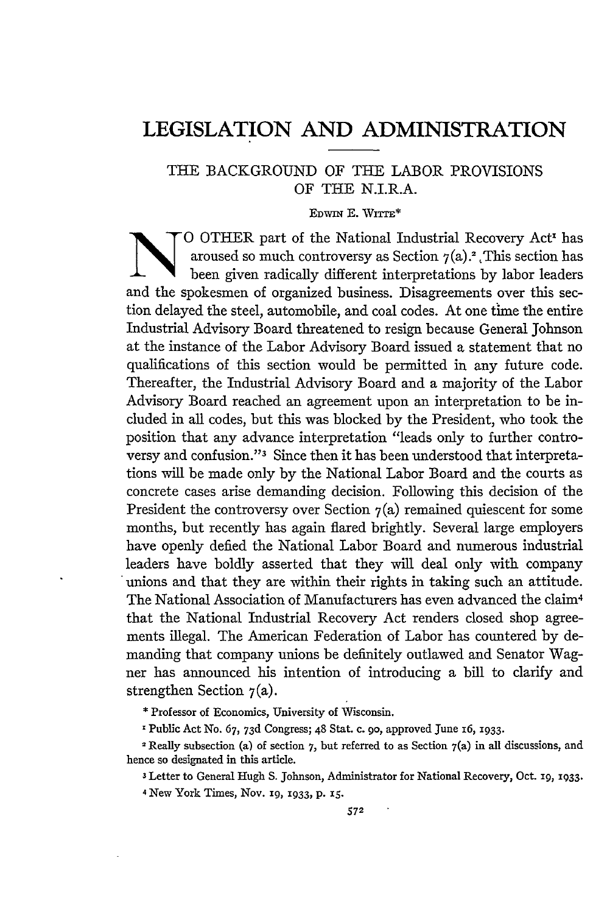# LEGISLATION AND ADMINISTRATION

## THE BACKGROUND OF THE LABOR PROVISIONS OF THE N.I.R.A.

EDWIN E. WITTE*

NO OTHER part of the National Industrial Recovery Act[1] has aroused so much controversy as Section 7(a).[2] This section has been given radically different interpretations by labor leaders and the spokesmen of organized business. Disagreements over this section delayed the steel, automobile, and coal codes. At one time the entire Industrial Advisory Board threatened to resign because General Johnson at the instance of the Labor Advisory Board issued a statement that no qualifications of this section would be permitted in any future code. Thereafter, the Industrial Advisory Board and a majority of the Labor Advisory Board reached an agreement upon an interpretation to be included in all codes, but this was blocked by the President, who took the position that any advance interpretation "leads only to further controversy and confusion."[3] Since then it has been understood that interpretations will be made only by the National Labor Board and the courts as concrete cases arise demanding decision. Following this decision of the President the controversy over Section 7(a) remained quiescent for some months, but recently has again flared brightly. Several large employers have openly defied the National Labor Board and numerous industrial leaders have boldly asserted that they will deal only with company unions and that they are within their rights in taking such an attitude. The National Association of Manufacturers has even advanced the claim[4] that the National Industrial Recovery Act renders closed shop agreements illegal. The American Federation of Labor has countered by demanding that company unions be definitely outlawed and Senator Wagner has announced his intention of introducing a bill to clarify and strengthen Section 7(a).

\* Professor of Economics, University of Wisconsin.

[1] Public Act No. 67, 73d Congress; 48 Stat. c. 90, approved June 16, 1933.

[2] Really subsection (a) of section 7, but referred to as Section 7(a) in all discussions, and hence so designated in this article.

[3] Letter to General Hugh S. Johnson, Administrator for National Recovery, Oct. 19, 1933.

[4] New York Times, Nov. 19, 1933, p. 15.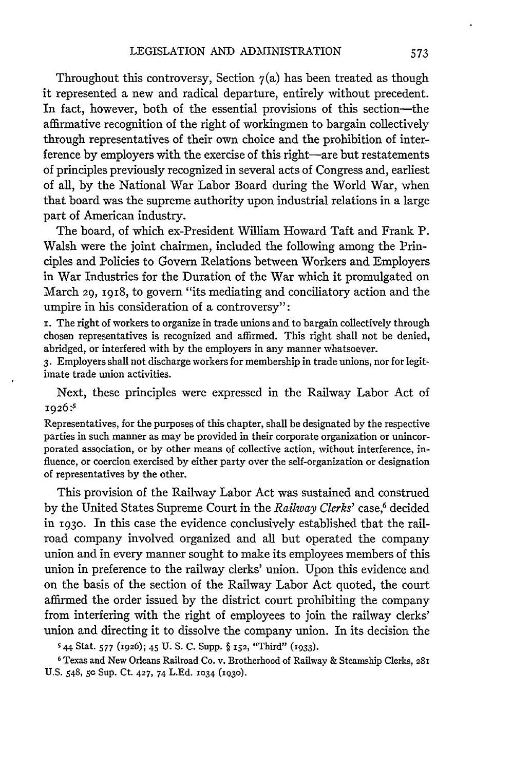Throughout this controversy, Section 7(a) has been treated as though it represented a new and radical departure, entirely without precedent. In fact, however, both of the essential provisions of this section—the affirmative recognition of the right of workingmen to bargain collectively through representatives of their own choice and the prohibition of interference by employers with the exercise of this right—are but restatements of principles previously recognized in several acts of Congress and, earliest of all, by the National War Labor Board during the World War, when that board was the supreme authority upon industrial relations in a large part of American industry.

The board, of which ex-President William Howard Taft and Frank P. Walsh were the joint chairmen, included the following among the Principles and Policies to Govern Relations between Workers and Employers in War Industries for the Duration of the War which it promulgated on March 29, 1918, to govern "its mediating and conciliatory action and the umpire in his consideration of a controversy":

> 1. The right of workers to organize in trade unions and to bargain collectively through chosen representatives is recognized and affirmed. This right shall not be denied, abridged, or interfered with by the employers in any manner whatsoever.
>
> 3. Employers shall not discharge workers for membership in trade unions, nor for legitimate trade union activities.

Next, these principles were expressed in the Railway Labor Act of 1926:[5]

> Representatives, for the purposes of this chapter, shall be designated by the respective parties in such manner as may be provided in their corporate organization or unincorporated association, or by other means of collective action, without interference, influence, or coercion exercised by either party over the self-organization or designation of representatives by the other.

This provision of the Railway Labor Act was sustained and construed by the United States Supreme Court in the *Railway Clerks'* case,[6] decided in 1930. In this case the evidence conclusively established that the railroad company involved organized and all but operated the company union and in every manner sought to make its employees members of this union in preference to the railway clerks' union. Upon this evidence and on the basis of the section of the Railway Labor Act quoted, the court affirmed the order issued by the district court prohibiting the company from interfering with the right of employees to join the railway clerks' union and directing it to dissolve the company union. In its decision the

[5] 44 Stat. 577 (1926); 45 U. S. C. Supp. § 152, "Third" (1933).

[6] Texas and New Orleans Railroad Co. v. Brotherhood of Railway & Steamship Clerks, 281 U.S. 548, 50 Sup. Ct. 427, 74 L.Ed. 1034 (1930).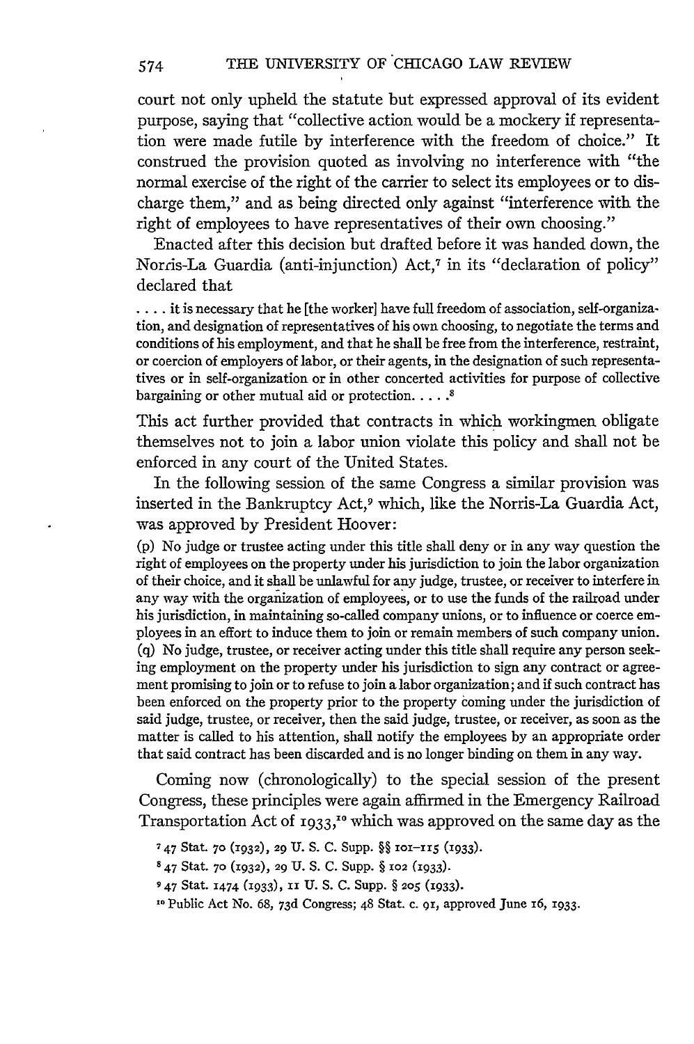court not only upheld the statute but expressed approval of its evident purpose, saying that "collective action would be a mockery if representation were made futile by interference with the freedom of choice." It construed the provision quoted as involving no interference with "the normal exercise of the right of the carrier to select its employees or to discharge them," and as being directed only against "interference with the right of employees to have representatives of their own choosing."

Enacted after this decision but drafted before it was handed down, the Norris-La Guardia (anti-injunction) Act,[7] in its "declaration of policy" declared that

> . . . . it is necessary that he [the worker] have full freedom of association, self-organization, and designation of representatives of his own choosing, to negotiate the terms and conditions of his employment, and that he shall be free from the interference, restraint, or coercion of employers of labor, or their agents, in the designation of such representatives or in self-organization or in other concerted activities for purpose of collective bargaining or other mutual aid or protection. . . . .[8]

This act further provided that contracts in which workingmen obligate themselves not to join a labor union violate this policy and shall not be enforced in any court of the United States.

In the following session of the same Congress a similar provision was inserted in the Bankruptcy Act,[9] which, like the Norris-La Guardia Act, was approved by President Hoover:

> (p) No judge or trustee acting under this title shall deny or in any way question the right of employees on the property under his jurisdiction to join the labor organization of their choice, and it shall be unlawful for any judge, trustee, or receiver to interfere in any way with the organization of employees, or to use the funds of the railroad under his jurisdiction, in maintaining so-called company unions, or to influence or coerce employees in an effort to induce them to join or remain members of such company union.
> (q) No judge, trustee, or receiver acting under this title shall require any person seeking employment on the property under his jurisdiction to sign any contract or agreement promising to join or to refuse to join a labor organization; and if such contract has been enforced on the property prior to the property coming under the jurisdiction of said judge, trustee, or receiver, then the said judge, trustee, or receiver, as soon as the matter is called to his attention, shall notify the employees by an appropriate order that said contract has been discarded and is no longer binding on them in any way.

Coming now (chronologically) to the special session of the present Congress, these principles were again affirmed in the Emergency Railroad Transportation Act of 1933,[10] which was approved on the same day as the

[7] 47 Stat. 70 (1932), 29 U. S. C. Supp. §§ 101–115 (1933).

[8] 47 Stat. 70 (1932), 29 U. S. C. Supp. § 102 (1933).

[9] 47 Stat. 1474 (1933), 11 U. S. C. Supp. § 205 (1933).

[10] Public Act No. 68, 73d Congress; 48 Stat. c. 91, approved June 16, 1933.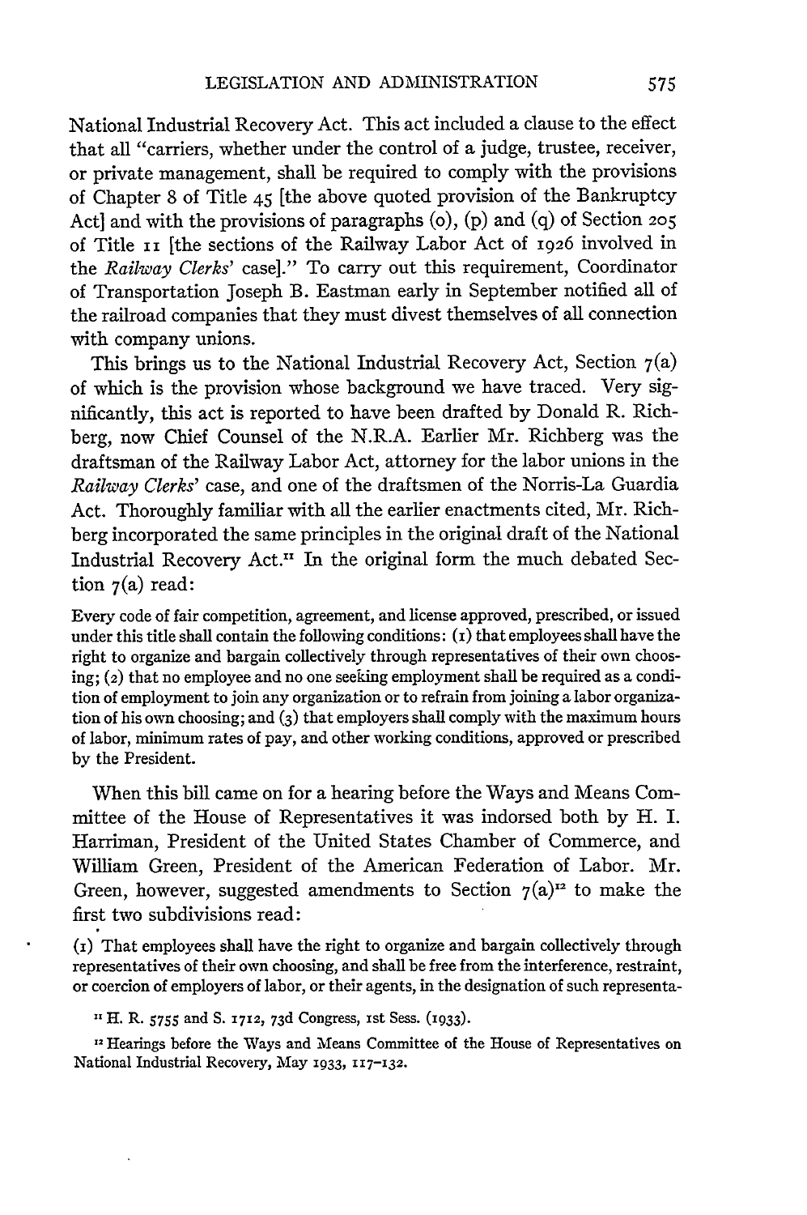National Industrial Recovery Act. This act included a clause to the effect that all "carriers, whether under the control of a judge, trustee, receiver, or private management, shall be required to comply with the provisions of Chapter 8 of Title 45 [the above quoted provision of the Bankruptcy Act] and with the provisions of paragraphs (o), (p) and (q) of Section 205 of Title 11 [the sections of the Railway Labor Act of 1926 involved in the *Railway Clerks'* case]." To carry out this requirement, Coordinator of Transportation Joseph B. Eastman early in September notified all of the railroad companies that they must divest themselves of all connection with company unions.

This brings us to the National Industrial Recovery Act, Section 7(a) of which is the provision whose background we have traced. Very significantly, this act is reported to have been drafted by Donald R. Richberg, now Chief Counsel of the N.R.A. Earlier Mr. Richberg was the draftsman of the Railway Labor Act, attorney for the labor unions in the *Railway Clerks'* case, and one of the draftsmen of the Norris-La Guardia Act. Thoroughly familiar with all the earlier enactments cited, Mr. Richberg incorporated the same principles in the original draft of the National Industrial Recovery Act.[11] In the original form the much debated Section 7(a) read:

> Every code of fair competition, agreement, and license approved, prescribed, or issued under this title shall contain the following conditions: (1) that employees shall have the right to organize and bargain collectively through representatives of their own choosing; (2) that no employee and no one seeking employment shall be required as a condition of employment to join any organization or to refrain from joining a labor organization of his own choosing; and (3) that employers shall comply with the maximum hours of labor, minimum rates of pay, and other working conditions, approved or prescribed by the President.

When this bill came on for a hearing before the Ways and Means Committee of the House of Representatives it was indorsed both by H. I. Harriman, President of the United States Chamber of Commerce, and William Green, President of the American Federation of Labor. Mr. Green, however, suggested amendments to Section 7(a)[12] to make the first two subdivisions read:

> (1) That employees shall have the right to organize and bargain collectively through representatives of their own choosing, and shall be free from the interference, restraint, or coercion of employers of labor, or their agents, in the designation of such representa-

[11] H. R. 5755 and S. 1712, 73d Congress, 1st Sess. (1933).

[12] Hearings before the Ways and Means Committee of the House of Representatives on National Industrial Recovery, May 1933, 117–132.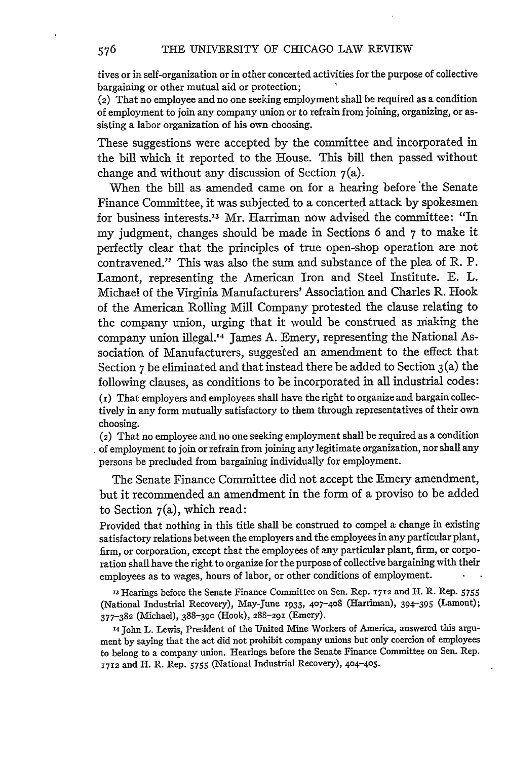tives or in self-organization or in other concerted activities for the purpose of collective bargaining or other mutual aid or protection;

(2) That no employee and no one seeking employment shall be required as a condition of employment to join any company union or to refrain from joining, organizing, or assisting a labor organization of his own choosing.

These suggestions were accepted by the committee and incorporated in the bill which it reported to the House. This bill then passed without change and without any discussion of Section 7(a).

When the bill as amended came on for a hearing before the Senate Finance Committee, it was subjected to a concerted attack by spokesmen for business interests.[13] Mr. Harriman now advised the committee: "In my judgment, changes should be made in Sections 6 and 7 to make it perfectly clear that the principles of true open-shop operation are not contravened." This was also the sum and substance of the plea of R. P. Lamont, representing the American Iron and Steel Institute. E. L. Michael of the Virginia Manufacturers' Association and Charles R. Hook of the American Rolling Mill Company protested the clause relating to the company union, urging that it would be construed as making the company union illegal.[14] James A. Emery, representing the National Association of Manufacturers, suggested an amendment to the effect that Section 7 be eliminated and that instead there be added to Section 3(a) the following clauses, as conditions to be incorporated in all industrial codes:

(1) That employers and employees shall have the right to organize and bargain collectively in any form mutually satisfactory to them through representatives of their own choosing.

(2) That no employee and no one seeking employment shall be required as a condition of employment to join or refrain from joining any legitimate organization, nor shall any persons be precluded from bargaining individually for employment.

The Senate Finance Committee did not accept the Emery amendment, but it recommended an amendment in the form of a proviso to be added to Section 7(a), which read:

Provided that nothing in this title shall be construed to compel a change in existing satisfactory relations between the employers and the employees in any particular plant, firm, or corporation, except that the employees of any particular plant, firm, or corporation shall have the right to organize for the purpose of collective bargaining with their employees as to wages, hours of labor, or other conditions of employment.

[13] Hearings before the Senate Finance Committee on Sen. Rep. 1712 and H. R. Rep. 5755 (National Industrial Recovery), May-June 1933, 407-408 (Harriman), 394-395 (Lamont); 377-382 (Michael), 388-390 (Hook), 288-291 (Emery).

[14] John L. Lewis, President of the United Mine Workers of America, answered this argument by saying that the act did not prohibit company unions but only coercion of employees to belong to a company union. Hearings before the Senate Finance Committee on Sen. Rep. 1712 and H. R. Rep. 5755 (National Industrial Recovery), 404-405.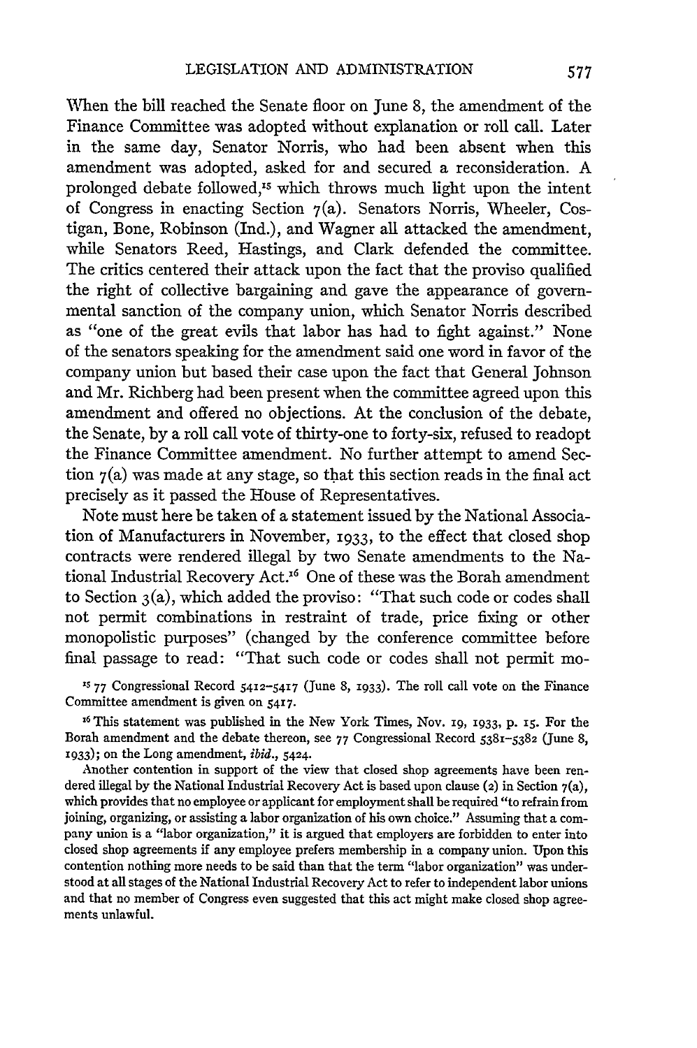When the bill reached the Senate floor on June 8, the amendment of the Finance Committee was adopted without explanation or roll call. Later in the same day, Senator Norris, who had been absent when this amendment was adopted, asked for and secured a reconsideration. A prolonged debate followed,[15] which throws much light upon the intent of Congress in enacting Section 7(a). Senators Norris, Wheeler, Costigan, Bone, Robinson (Ind.), and Wagner all attacked the amendment, while Senators Reed, Hastings, and Clark defended the committee. The critics centered their attack upon the fact that the proviso qualified the right of collective bargaining and gave the appearance of governmental sanction of the company union, which Senator Norris described as "one of the great evils that labor has had to fight against." None of the senators speaking for the amendment said one word in favor of the company union but based their case upon the fact that General Johnson and Mr. Richberg had been present when the committee agreed upon this amendment and offered no objections. At the conclusion of the debate, the Senate, by a roll call vote of thirty-one to forty-six, refused to readopt the Finance Committee amendment. No further attempt to amend Section 7(a) was made at any stage, so that this section reads in the final act precisely as it passed the House of Representatives.

Note must here be taken of a statement issued by the National Association of Manufacturers in November, 1933, to the effect that closed shop contracts were rendered illegal by two Senate amendments to the National Industrial Recovery Act.[16] One of these was the Borah amendment to Section 3(a), which added the proviso: "That such code or codes shall not permit combinations in restraint of trade, price fixing or other monopolistic purposes" (changed by the conference committee before final passage to read: "That such code or codes shall not permit mo-

[15] 77 Congressional Record 5412–5417 (June 8, 1933). The roll call vote on the Finance Committee amendment is given on 5417.

[16] This statement was published in the New York Times, Nov. 19, 1933, p. 15. For the Borah amendment and the debate thereon, see 77 Congressional Record 5381–5382 (June 8, 1933); on the Long amendment, *ibid.*, 5424.

Another contention in support of the view that closed shop agreements have been rendered illegal by the National Industrial Recovery Act is based upon clause (2) in Section 7(a), which provides that no employee or applicant for employment shall be required "to refrain from joining, organizing, or assisting a labor organization of his own choice." Assuming that a company union is a "labor organization," it is argued that employers are forbidden to enter into closed shop agreements if any employee prefers membership in a company union. Upon this contention nothing more needs to be said than that the term "labor organization" was understood at all stages of the National Industrial Recovery Act to refer to independent labor unions and that no member of Congress even suggested that this act might make closed shop agreements unlawful.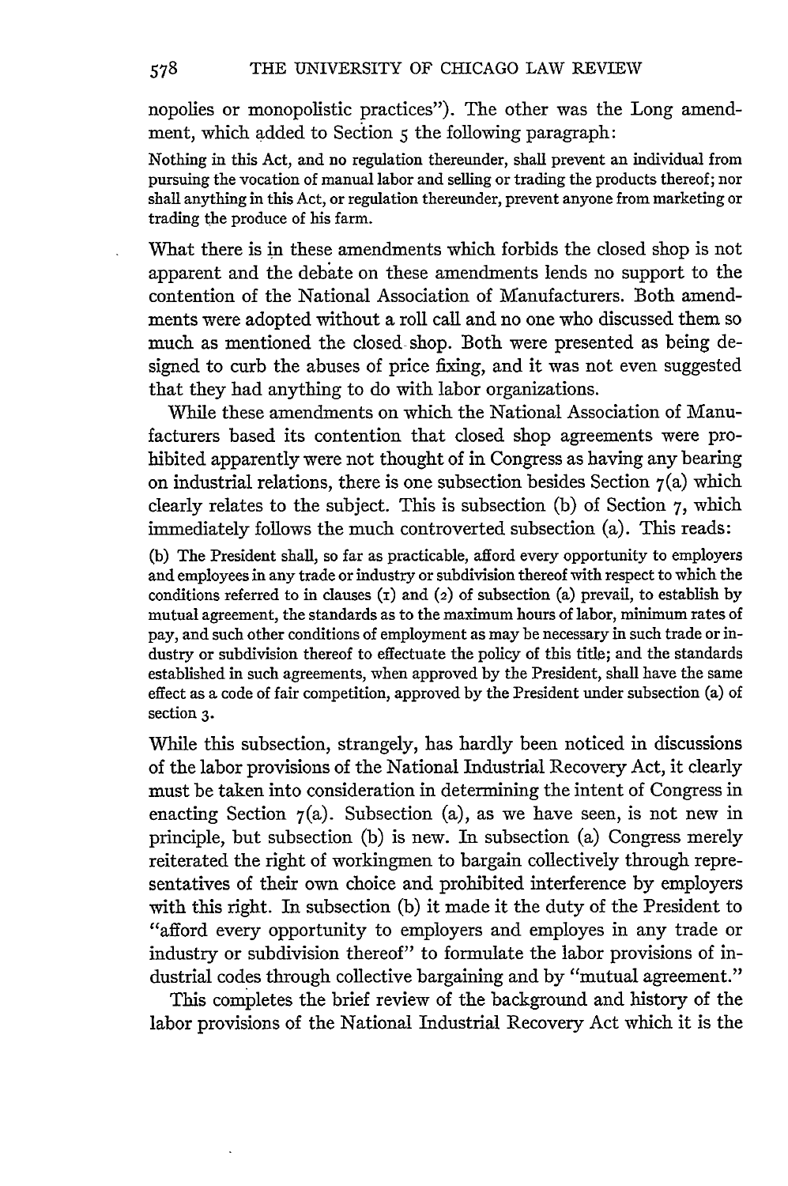nopolies or monopolistic practices"). The other was the Long amendment, which added to Section 5 the following paragraph:

> Nothing in this Act, and no regulation thereunder, shall prevent an individual from pursuing the vocation of manual labor and selling or trading the products thereof; nor shall anything in this Act, or regulation thereunder, prevent anyone from marketing or trading the produce of his farm.

What there is in these amendments which forbids the closed shop is not apparent and the debate on these amendments lends no support to the contention of the National Association of Manufacturers. Both amendments were adopted without a roll call and no one who discussed them so much as mentioned the closed shop. Both were presented as being designed to curb the abuses of price fixing, and it was not even suggested that they had anything to do with labor organizations.

While these amendments on which the National Association of Manufacturers based its contention that closed shop agreements were prohibited apparently were not thought of in Congress as having any bearing on industrial relations, there is one subsection besides Section 7(a) which clearly relates to the subject. This is subsection (b) of Section 7, which immediately follows the much controverted subsection (a). This reads:

> (b) The President shall, so far as practicable, afford every opportunity to employers and employees in any trade or industry or subdivision thereof with respect to which the conditions referred to in clauses (1) and (2) of subsection (a) prevail, to establish by mutual agreement, the standards as to the maximum hours of labor, minimum rates of pay, and such other conditions of employment as may be necessary in such trade or industry or subdivision thereof to effectuate the policy of this title; and the standards established in such agreements, when approved by the President, shall have the same effect as a code of fair competition, approved by the President under subsection (a) of section 3.

While this subsection, strangely, has hardly been noticed in discussions of the labor provisions of the National Industrial Recovery Act, it clearly must be taken into consideration in determining the intent of Congress in enacting Section 7(a). Subsection (a), as we have seen, is not new in principle, but subsection (b) is new. In subsection (a) Congress merely reiterated the right of workingmen to bargain collectively through representatives of their own choice and prohibited interference by employers with this right. In subsection (b) it made it the duty of the President to "afford every opportunity to employers and employes in any trade or industry or subdivision thereof" to formulate the labor provisions of industrial codes through collective bargaining and by "mutual agreement."

This completes the brief review of the background and history of the labor provisions of the National Industrial Recovery Act which it is the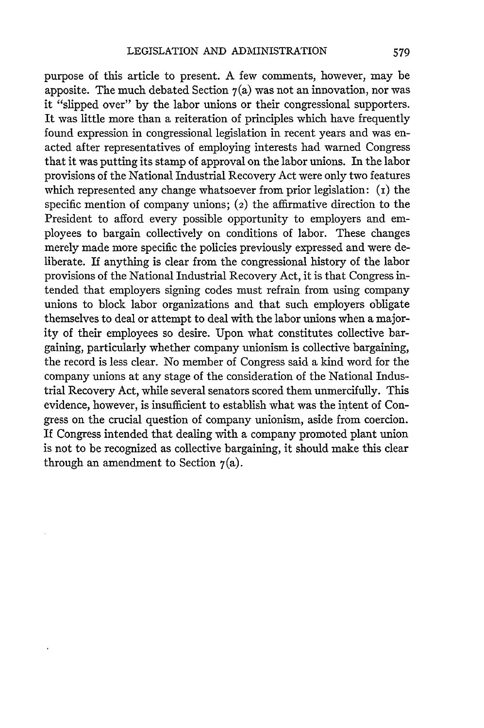purpose of this article to present. A few comments, however, may be apposite. The much debated Section 7(a) was not an innovation, nor was it "slipped over" by the labor unions or their congressional supporters. It was little more than a reiteration of principles which have frequently found expression in congressional legislation in recent years and was enacted after representatives of employing interests had warned Congress that it was putting its stamp of approval on the labor unions. In the labor provisions of the National Industrial Recovery Act were only two features which represented any change whatsoever from prior legislation: (1) the specific mention of company unions; (2) the affirmative direction to the President to afford every possible opportunity to employers and employees to bargain collectively on conditions of labor. These changes merely made more specific the policies previously expressed and were deliberate. If anything is clear from the congressional history of the labor provisions of the National Industrial Recovery Act, it is that Congress intended that employers signing codes must refrain from using company unions to block labor organizations and that such employers obligate themselves to deal or attempt to deal with the labor unions when a majority of their employees so desire. Upon what constitutes collective bargaining, particularly whether company unionism is collective bargaining, the record is less clear. No member of Congress said a kind word for the company unions at any stage of the consideration of the National Industrial Recovery Act, while several senators scored them unmercifully. This evidence, however, is insufficient to establish what was the intent of Congress on the crucial question of company unionism, aside from coercion. If Congress intended that dealing with a company promoted plant union is not to be recognized as collective bargaining, it should make this clear through an amendment to Section 7(a).